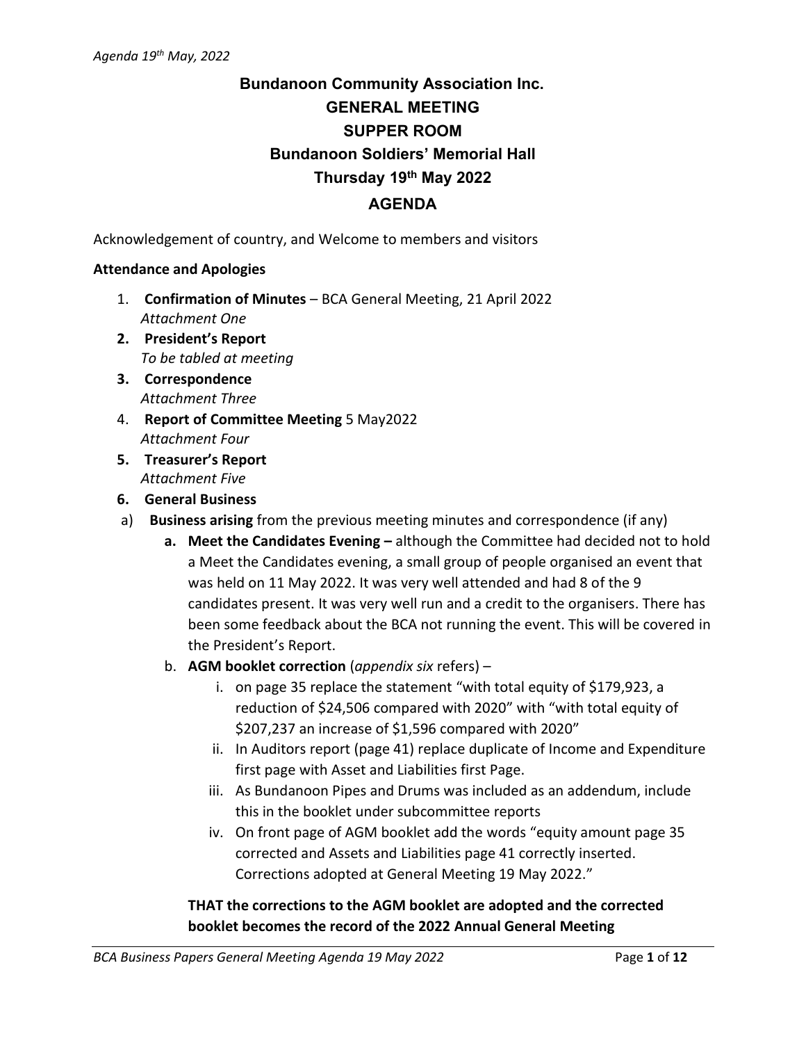*Agenda 19th May, 2022*

# Bundanoon Community Association Inc.
# GENERAL MEETING
# SUPPER ROOM
# Bundanoon Soldiers' Memorial Hall
# Thursday 19th May 2022
# AGENDA

Acknowledgement of country, and Welcome to members and visitors

**Attendance and Apologies**

1. **Confirmation of Minutes** – BCA General Meeting, 21 April 2022
   *Attachment One*
2. **President's Report**
   *To be tabled at meeting*
3. **Correspondence**
   *Attachment Three*
4. **Report of Committee Meeting** 5 May2022
   *Attachment Four*
5. **Treasurer's Report**
   *Attachment Five*
6. **General Business**

a) **Business arising** from the previous meeting minutes and correspondence (if any)

   a. **Meet the Candidates Evening –** although the Committee had decided not to hold a Meet the Candidates evening, a small group of people organised an event that was held on 11 May 2022. It was very well attended and had 8 of the 9 candidates present. It was very well run and a credit to the organisers. There has been some feedback about the BCA not running the event. This will be covered in the President's Report.

   b. **AGM booklet correction** (*appendix six* refers) –

      i. on page 35 replace the statement "with total equity of $179,923, a reduction of $24,506 compared with 2020" with "with total equity of $207,237 an increase of $1,596 compared with 2020"

      ii. In Auditors report (page 41) replace duplicate of Income and Expenditure first page with Asset and Liabilities first Page.

      iii. As Bundanoon Pipes and Drums was included as an addendum, include this in the booklet under subcommittee reports

      iv. On front page of AGM booklet add the words "equity amount page 35 corrected and Assets and Liabilities page 41 correctly inserted. Corrections adopted at General Meeting 19 May 2022."

   **THAT the corrections to the AGM booklet are adopted and the corrected booklet becomes the record of the 2022 Annual General Meeting**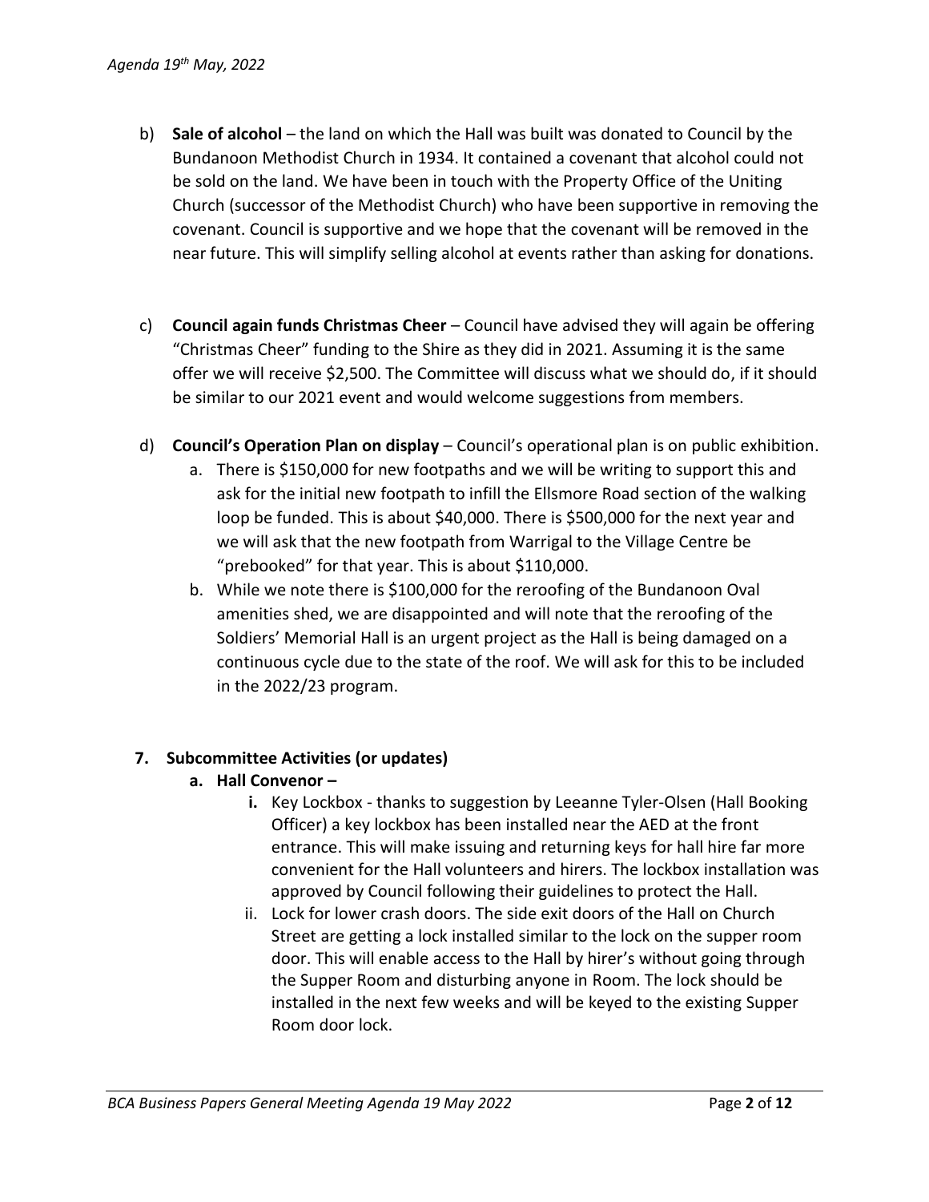b) **Sale of alcohol** – the land on which the Hall was built was donated to Council by the Bundanoon Methodist Church in 1934. It contained a covenant that alcohol could not be sold on the land. We have been in touch with the Property Office of the Uniting Church (successor of the Methodist Church) who have been supportive in removing the covenant. Council is supportive and we hope that the covenant will be removed in the near future. This will simplify selling alcohol at events rather than asking for donations.

c) **Council again funds Christmas Cheer** – Council have advised they will again be offering "Christmas Cheer" funding to the Shire as they did in 2021. Assuming it is the same offer we will receive $2,500. The Committee will discuss what we should do, if it should be similar to our 2021 event and would welcome suggestions from members.

d) **Council's Operation Plan on display** – Council's operational plan is on public exhibition.

   a. There is $150,000 for new footpaths and we will be writing to support this and ask for the initial new footpath to infill the Ellsmore Road section of the walking loop be funded. This is about $40,000. There is $500,000 for the next year and we will ask that the new footpath from Warrigal to the Village Centre be "prebooked" for that year. This is about $110,000.

   b. While we note there is $100,000 for the reroofing of the Bundanoon Oval amenities shed, we are disappointed and will note that the reroofing of the Soldiers' Memorial Hall is an urgent project as the Hall is being damaged on a continuous cycle due to the state of the roof. We will ask for this to be included in the 2022/23 program.

**7. Subcommittee Activities (or updates)**

**a. Hall Convenor –**

**i.** Key Lockbox - thanks to suggestion by Leeanne Tyler-Olsen (Hall Booking Officer) a key lockbox has been installed near the AED at the front entrance. This will make issuing and returning keys for hall hire far more convenient for the Hall volunteers and hirers. The lockbox installation was approved by Council following their guidelines to protect the Hall.

ii. Lock for lower crash doors. The side exit doors of the Hall on Church Street are getting a lock installed similar to the lock on the supper room door. This will enable access to the Hall by hirer's without going through the Supper Room and disturbing anyone in Room. The lock should be installed in the next few weeks and will be keyed to the existing Supper Room door lock.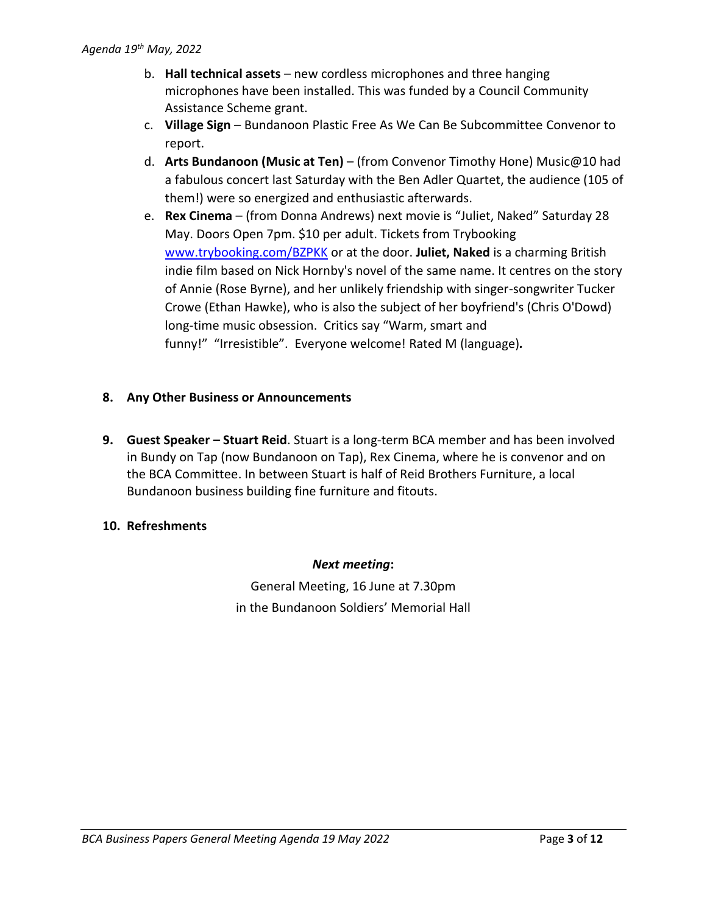b. **Hall technical assets** – new cordless microphones and three hanging microphones have been installed. This was funded by a Council Community Assistance Scheme grant.

c. **Village Sign** – Bundanoon Plastic Free As We Can Be Subcommittee Convenor to report.

d. **Arts Bundanoon (Music at Ten)** – (from Convenor Timothy Hone) Music@10 had a fabulous concert last Saturday with the Ben Adler Quartet, the audience (105 of them!) were so energized and enthusiastic afterwards.

e. **Rex Cinema** – (from Donna Andrews) next movie is "Juliet, Naked" Saturday 28 May. Doors Open 7pm. $10 per adult. Tickets from Trybooking [www.trybooking.com/BZPKK](www.trybooking.com/BZPKK) or at the door. **Juliet, Naked** is a charming British indie film based on Nick Hornby's novel of the same name. It centres on the story of Annie (Rose Byrne), and her unlikely friendship with singer-songwriter Tucker Crowe (Ethan Hawke), who is also the subject of her boyfriend's (Chris O'Dowd) long-time music obsession. Critics say "Warm, smart and funny!" "Irresistible". Everyone welcome! Rated M (language)***.***

**8. Any Other Business or Announcements**

**9. Guest Speaker – Stuart Reid**. Stuart is a long-term BCA member and has been involved in Bundy on Tap (now Bundanoon on Tap), Rex Cinema, where he is convenor and on the BCA Committee. In between Stuart is half of Reid Brothers Furniture, a local Bundanoon business building fine furniture and fitouts.

**10. Refreshments**

***Next meeting*:**

General Meeting, 16 June at 7.30pm
in the Bundanoon Soldiers' Memorial Hall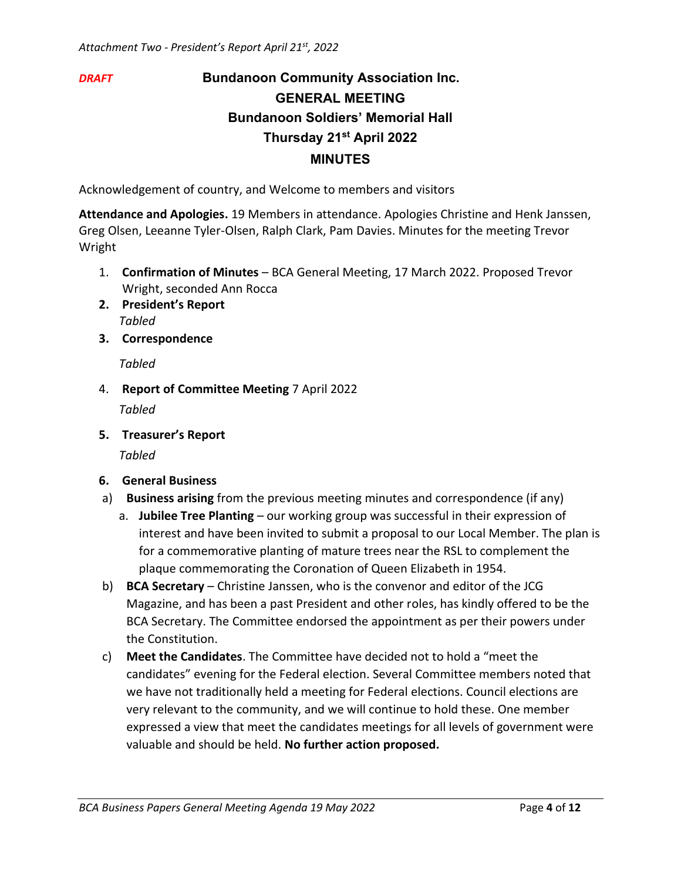*Attachment Two - President's Report April 21st, 2022*

*DRAFT*

# Bundanoon Community Association Inc.
## GENERAL MEETING
## Bundanoon Soldiers' Memorial Hall
## Thursday 21st April 2022
## MINUTES

Acknowledgement of country, and Welcome to members and visitors

**Attendance and Apologies.** 19 Members in attendance. Apologies Christine and Henk Janssen, Greg Olsen, Leeanne Tyler-Olsen, Ralph Clark, Pam Davies. Minutes for the meeting Trevor Wright

1. **Confirmation of Minutes** – BCA General Meeting, 17 March 2022. Proposed Trevor Wright, seconded Ann Rocca
2. **President's Report**
   *Tabled*
3. **Correspondence**
   *Tabled*
4. **Report of Committee Meeting** 7 April 2022
   *Tabled*
5. **Treasurer's Report**
   *Tabled*
6. **General Business**

a) **Business arising** from the previous meeting minutes and correspondence (if any)
   a. **Jubilee Tree Planting** – our working group was successful in their expression of interest and have been invited to submit a proposal to our Local Member. The plan is for a commemorative planting of mature trees near the RSL to complement the plaque commemorating the Coronation of Queen Elizabeth in 1954.

b) **BCA Secretary** – Christine Janssen, who is the convenor and editor of the JCG Magazine, and has been a past President and other roles, has kindly offered to be the BCA Secretary. The Committee endorsed the appointment as per their powers under the Constitution.

c) **Meet the Candidates**. The Committee have decided not to hold a "meet the candidates" evening for the Federal election. Several Committee members noted that we have not traditionally held a meeting for Federal elections. Council elections are very relevant to the community, and we will continue to hold these. One member expressed a view that meet the candidates meetings for all levels of government were valuable and should be held. **No further action proposed.**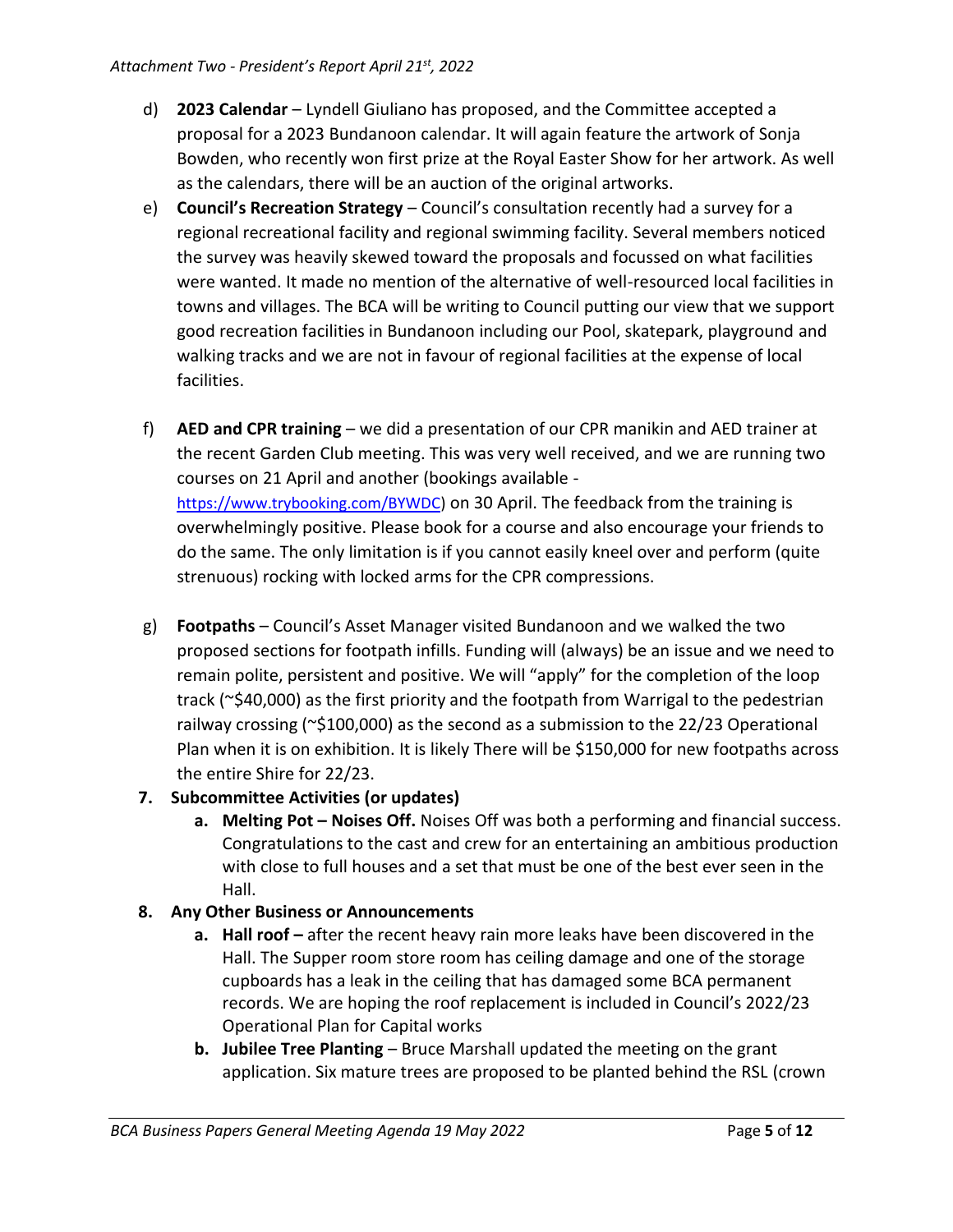*Attachment Two - President's Report April 21st, 2022*

d) **2023 Calendar** – Lyndell Giuliano has proposed, and the Committee accepted a proposal for a 2023 Bundanoon calendar. It will again feature the artwork of Sonja Bowden, who recently won first prize at the Royal Easter Show for her artwork. As well as the calendars, there will be an auction of the original artworks.

e) **Council's Recreation Strategy** – Council's consultation recently had a survey for a regional recreational facility and regional swimming facility. Several members noticed the survey was heavily skewed toward the proposals and focussed on what facilities were wanted. It made no mention of the alternative of well-resourced local facilities in towns and villages. The BCA will be writing to Council putting our view that we support good recreation facilities in Bundanoon including our Pool, skatepark, playground and walking tracks and we are not in favour of regional facilities at the expense of local facilities.

f) **AED and CPR training** – we did a presentation of our CPR manikin and AED trainer at the recent Garden Club meeting. This was very well received, and we are running two courses on 21 April and another (bookings available - https://www.trybooking.com/BYWDC) on 30 April. The feedback from the training is overwhelmingly positive. Please book for a course and also encourage your friends to do the same. The only limitation is if you cannot easily kneel over and perform (quite strenuous) rocking with locked arms for the CPR compressions.

g) **Footpaths** – Council's Asset Manager visited Bundanoon and we walked the two proposed sections for footpath infills. Funding will (always) be an issue and we need to remain polite, persistent and positive. We will "apply" for the completion of the loop track (~$40,000) as the first priority and the footpath from Warrigal to the pedestrian railway crossing (~$100,000) as the second as a submission to the 22/23 Operational Plan when it is on exhibition. It is likely There will be $150,000 for new footpaths across the entire Shire for 22/23.

**7. Subcommittee Activities (or updates)**

a. **Melting Pot – Noises Off.** Noises Off was both a performing and financial success. Congratulations to the cast and crew for an entertaining an ambitious production with close to full houses and a set that must be one of the best ever seen in the Hall.

**8. Any Other Business or Announcements**

a. **Hall roof –** after the recent heavy rain more leaks have been discovered in the Hall. The Supper room store room has ceiling damage and one of the storage cupboards has a leak in the ceiling that has damaged some BCA permanent records. We are hoping the roof replacement is included in Council's 2022/23 Operational Plan for Capital works

b. **Jubilee Tree Planting** – Bruce Marshall updated the meeting on the grant application. Six mature trees are proposed to be planted behind the RSL (crown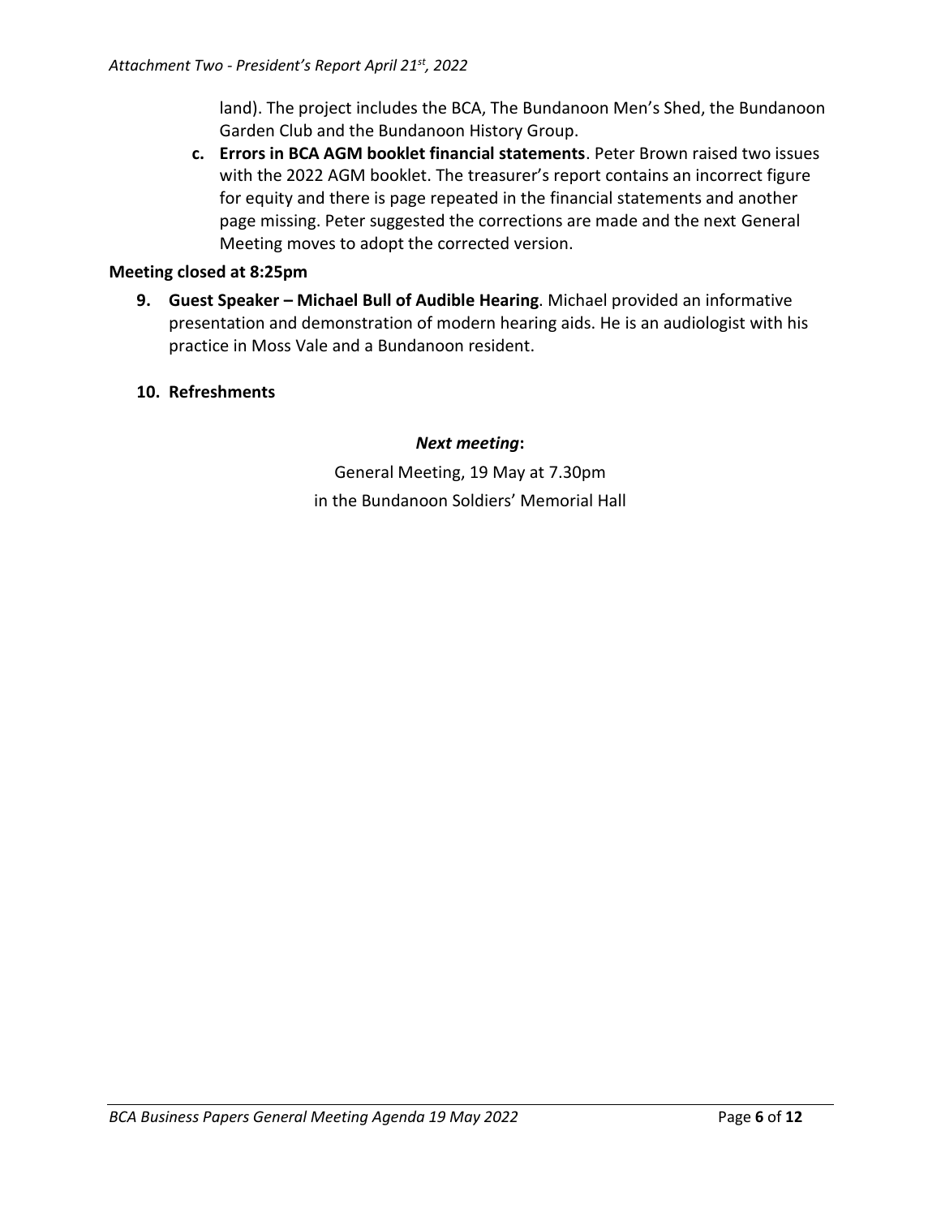land). The project includes the BCA, The Bundanoon Men's Shed, the Bundanoon Garden Club and the Bundanoon History Group.

c. **Errors in BCA AGM booklet financial statements**. Peter Brown raised two issues with the 2022 AGM booklet. The treasurer's report contains an incorrect figure for equity and there is page repeated in the financial statements and another page missing. Peter suggested the corrections are made and the next General Meeting moves to adopt the corrected version.

**Meeting closed at 8:25pm**

9. **Guest Speaker – Michael Bull of Audible Hearing**. Michael provided an informative presentation and demonstration of modern hearing aids. He is an audiologist with his practice in Moss Vale and a Bundanoon resident.

10. **Refreshments**

***Next meeting*:**

General Meeting, 19 May at 7.30pm
in the Bundanoon Soldiers' Memorial Hall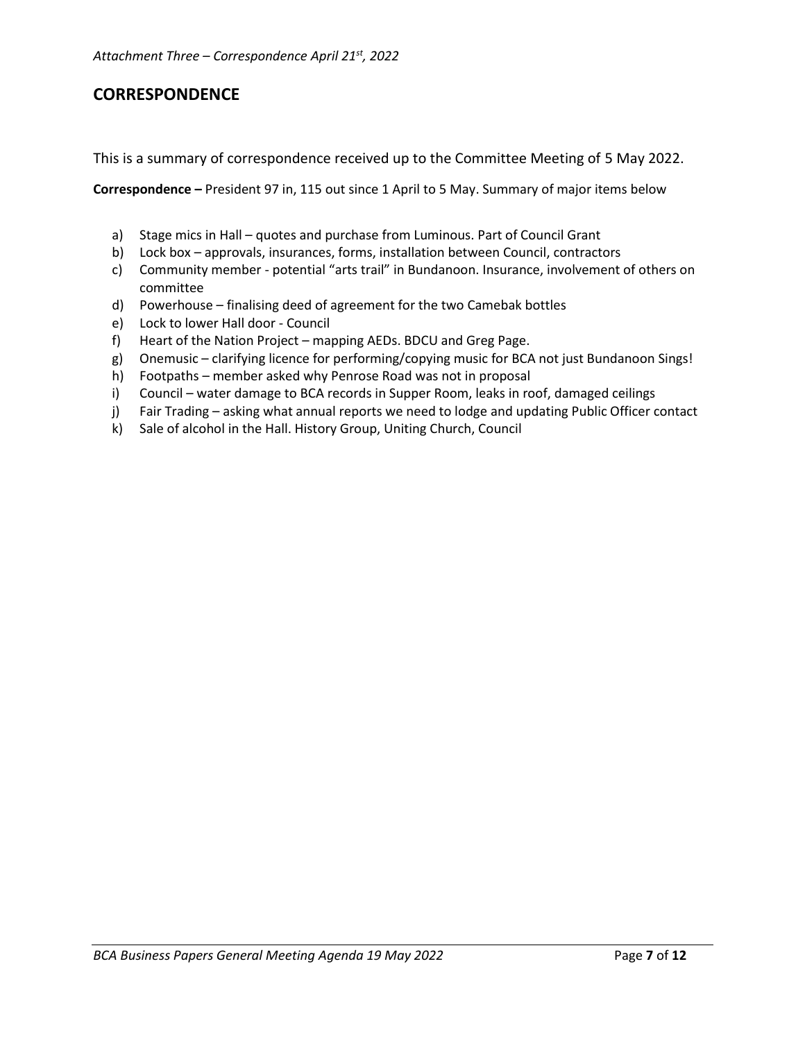*Attachment Three – Correspondence April 21st, 2022*

## CORRESPONDENCE

This is a summary of correspondence received up to the Committee Meeting of 5 May 2022.

**Correspondence –** President 97 in, 115 out since 1 April to 5 May. Summary of major items below

a) Stage mics in Hall – quotes and purchase from Luminous. Part of Council Grant
b) Lock box – approvals, insurances, forms, installation between Council, contractors
c) Community member - potential "arts trail" in Bundanoon. Insurance, involvement of others on committee
d) Powerhouse – finalising deed of agreement for the two Camebak bottles
e) Lock to lower Hall door - Council
f) Heart of the Nation Project – mapping AEDs. BDCU and Greg Page.
g) Onemusic – clarifying licence for performing/copying music for BCA not just Bundanoon Sings!
h) Footpaths – member asked why Penrose Road was not in proposal
i) Council – water damage to BCA records in Supper Room, leaks in roof, damaged ceilings
j) Fair Trading – asking what annual reports we need to lodge and updating Public Officer contact
k) Sale of alcohol in the Hall. History Group, Uniting Church, Council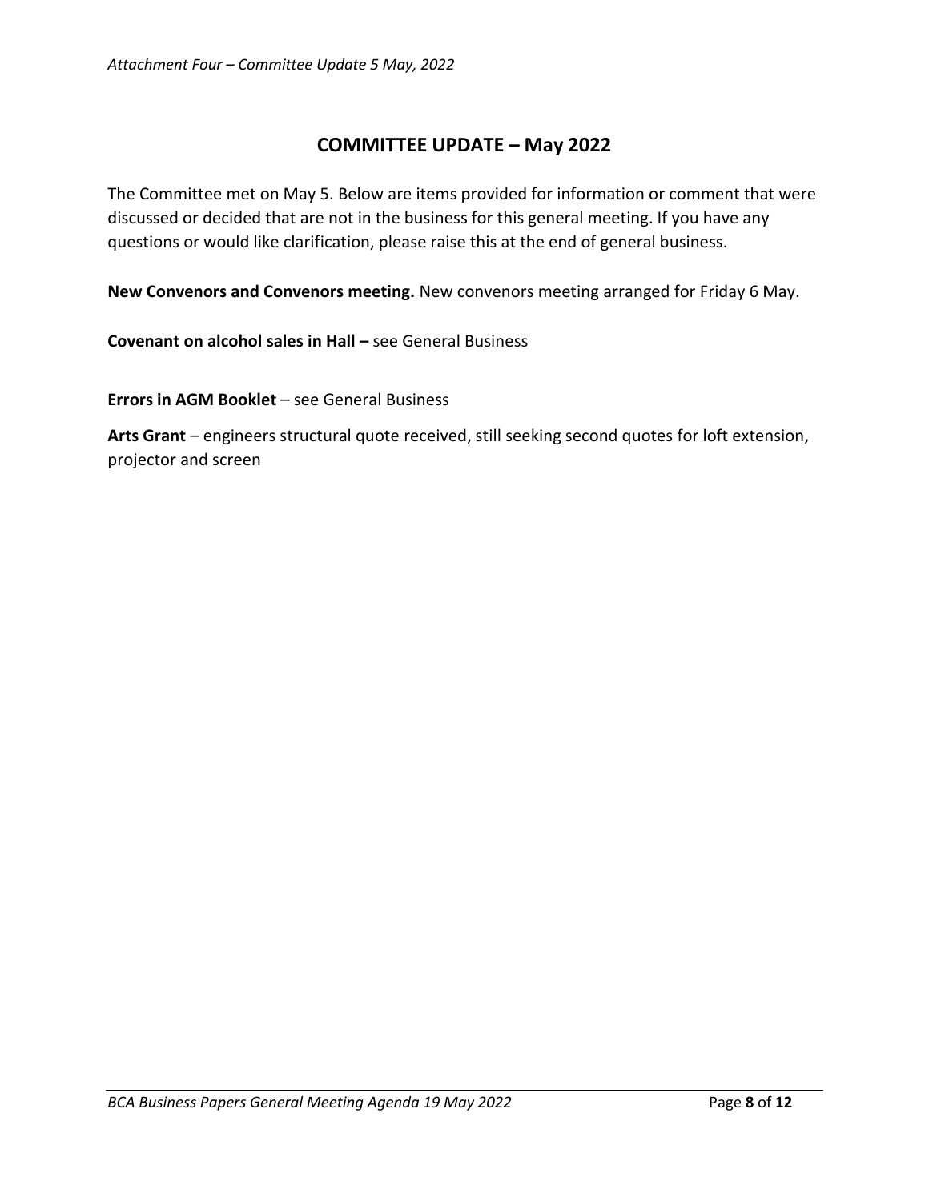*Attachment Four – Committee Update 5 May, 2022*

## COMMITTEE UPDATE – May 2022

The Committee met on May 5. Below are items provided for information or comment that were discussed or decided that are not in the business for this general meeting. If you have any questions or would like clarification, please raise this at the end of general business.

**New Convenors and Convenors meeting.** New convenors meeting arranged for Friday 6 May.

**Covenant on alcohol sales in Hall –** see General Business

**Errors in AGM Booklet** – see General Business

**Arts Grant** – engineers structural quote received, still seeking second quotes for loft extension, projector and screen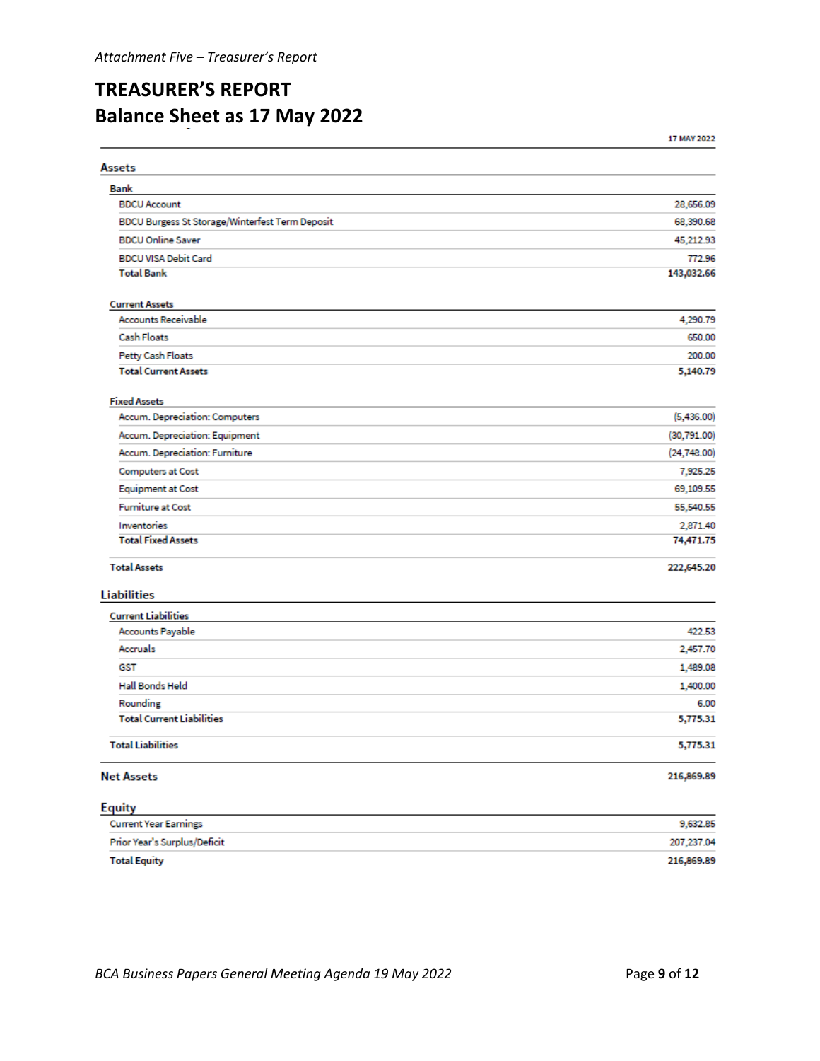*Attachment Five – Treasurer's Report*

# TREASURER'S REPORT
# Balance Sheet as 17 May 2022

| | 17 MAY 2022 |
|---|---|
| **Assets** | |
| **Bank** | |
| BDCU Account | 28,656.09 |
| BDCU Burgess St Storage/Winterfest Term Deposit | 68,390.68 |
| BDCU Online Saver | 45,212.93 |
| BDCU VISA Debit Card | 772.96 |
| **Total Bank** | **143,032.66** |
| **Current Assets** | |
| Accounts Receivable | 4,290.79 |
| Cash Floats | 650.00 |
| Petty Cash Floats | 200.00 |
| **Total Current Assets** | **5,140.79** |
| **Fixed Assets** | |
| Accum. Depreciation: Computers | (5,436.00) |
| Accum. Depreciation: Equipment | (30,791.00) |
| Accum. Depreciation: Furniture | (24,748.00) |
| Computers at Cost | 7,925.25 |
| Equipment at Cost | 69,109.55 |
| Furniture at Cost | 55,540.55 |
| Inventories | 2,871.40 |
| **Total Fixed Assets** | **74,471.75** |
| **Total Assets** | **222,645.20** |
| **Liabilities** | |
| **Current Liabilities** | |
| Accounts Payable | 422.53 |
| Accruals | 2,457.70 |
| GST | 1,489.08 |
| Hall Bonds Held | 1,400.00 |
| Rounding | 6.00 |
| **Total Current Liabilities** | **5,775.31** |
| **Total Liabilities** | **5,775.31** |
| **Net Assets** | **216,869.89** |
| **Equity** | |
| Current Year Earnings | 9,632.85 |
| Prior Year's Surplus/Deficit | 207,237.04 |
| **Total Equity** | **216,869.89** |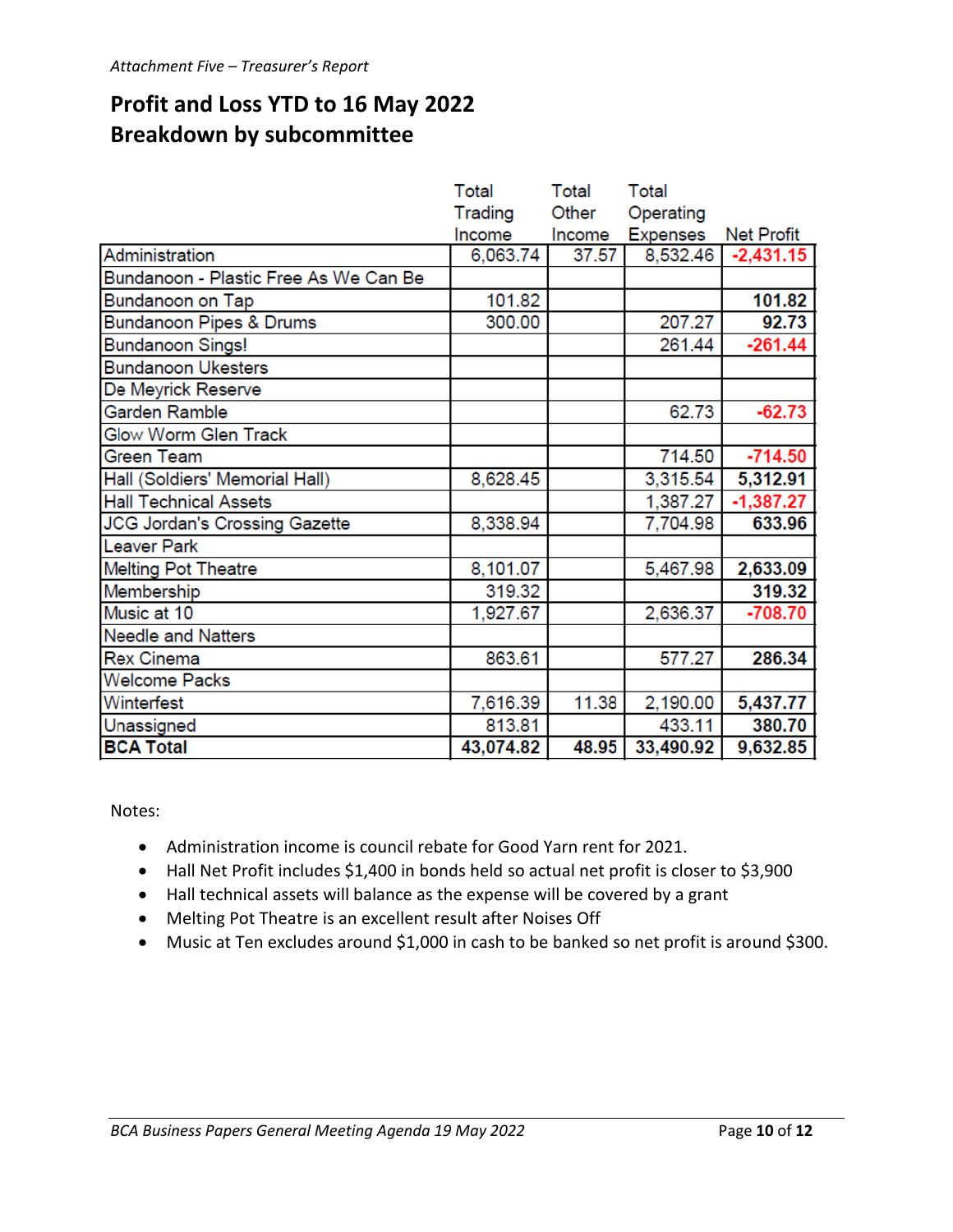*Attachment Five – Treasurer's Report*

## Profit and Loss YTD to 16 May 2022
## Breakdown by subcommittee

| | Total Trading Income | Total Other Income | Total Operating Expenses | Net Profit |
|---|---|---|---|---|
| Administration | 6,063.74 | 37.57 | 8,532.46 | **-2,431.15** |
| Bundanoon - Plastic Free As We Can Be | | | | |
| Bundanoon on Tap | 101.82 | | | **101.82** |
| Bundanoon Pipes & Drums | 300.00 | | 207.27 | **92.73** |
| Bundanoon Sings! | | | 261.44 | **-261.44** |
| Bundanoon Ukesters | | | | |
| De Meyrick Reserve | | | | |
| Garden Ramble | | | 62.73 | **-62.73** |
| Glow Worm Glen Track | | | | |
| Green Team | | | 714.50 | **-714.50** |
| Hall (Soldiers' Memorial Hall) | 8,628.45 | | 3,315.54 | **5,312.91** |
| Hall Technical Assets | | | 1,387.27 | **-1,387.27** |
| JCG Jordan's Crossing Gazette | 8,338.94 | | 7,704.98 | **633.96** |
| Leaver Park | | | | |
| Melting Pot Theatre | 8,101.07 | | 5,467.98 | **2,633.09** |
| Membership | 319.32 | | | **319.32** |
| Music at 10 | 1,927.67 | | 2,636.37 | **-708.70** |
| Needle and Natters | | | | |
| Rex Cinema | 863.61 | | 577.27 | **286.34** |
| Welcome Packs | | | | |
| Winterfest | 7,616.39 | 11.38 | 2,190.00 | **5,437.77** |
| Unassigned | 813.81 | | 433.11 | **380.70** |
| **BCA Total** | **43,074.82** | **48.95** | **33,490.92** | **9,632.85** |

Notes:

- Administration income is council rebate for Good Yarn rent for 2021.
- Hall Net Profit includes $1,400 in bonds held so actual net profit is closer to $3,900
- Hall technical assets will balance as the expense will be covered by a grant
- Melting Pot Theatre is an excellent result after Noises Off
- Music at Ten excludes around $1,000 in cash to be banked so net profit is around $300.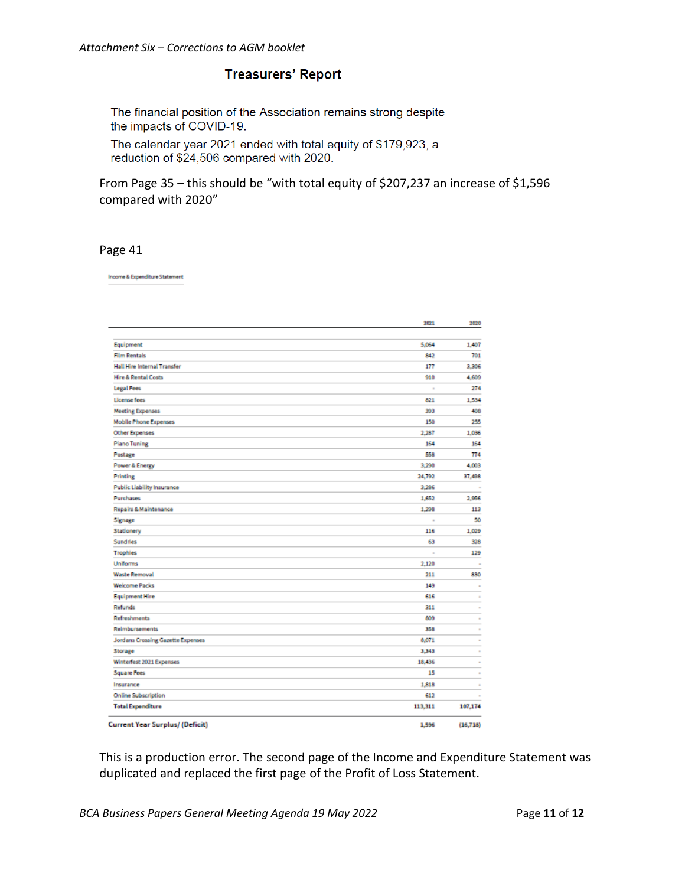*Attachment Six – Corrections to AGM booklet*

## Treasurers' Report

The financial position of the Association remains strong despite the impacts of COVID-19.

The calendar year 2021 ended with total equity of $179,923, a reduction of $24,506 compared with 2020.

From Page 35 – this should be "with total equity of $207,237 an increase of $1,596 compared with 2020"

Page 41

Income & Expenditure Statement

| | 2021 | 2020 |
|---|---|---|
| Equipment | 5,064 | 1,407 |
| Film Rentals | 842 | 701 |
| Hall Hire Internal Transfer | 177 | 3,306 |
| Hire & Rental Costs | 910 | 4,609 |
| Legal Fees | - | 274 |
| License fees | 821 | 1,534 |
| Meeting Expenses | 393 | 408 |
| Mobile Phone Expenses | 150 | 255 |
| Other Expenses | 2,287 | 1,036 |
| Piano Tuning | 164 | 164 |
| Postage | 558 | 774 |
| Power & Energy | 3,290 | 4,003 |
| Printing | 24,792 | 37,498 |
| Public Liability Insurance | 3,286 | - |
| Purchases | 1,652 | 2,956 |
| Repairs & Maintenance | 1,298 | 113 |
| Signage | - | 50 |
| Stationery | 116 | 1,029 |
| Sundries | 63 | 328 |
| Trophies | - | 129 |
| Uniforms | 2,120 | - |
| Waste Removal | 211 | 830 |
| Welcome Packs | 149 | - |
| Equipment Hire | 616 | - |
| Refunds | 311 | - |
| Refreshments | 809 | - |
| Reimbursements | 358 | - |
| Jordans Crossing Gazette Expenses | 8,071 | - |
| Storage | 3,343 | - |
| Winterfest 2021 Expenses | 18,436 | - |
| Square Fees | 15 | - |
| Insurance | 1,818 | - |
| Online Subscription | 612 | - |
| **Total Expenditure** | **113,311** | **107,174** |
| **Current Year Surplus/ (Deficit)** | **1,596** | **(16,718)** |

This is a production error. The second page of the Income and Expenditure Statement was duplicated and replaced the first page of the Profit of Loss Statement.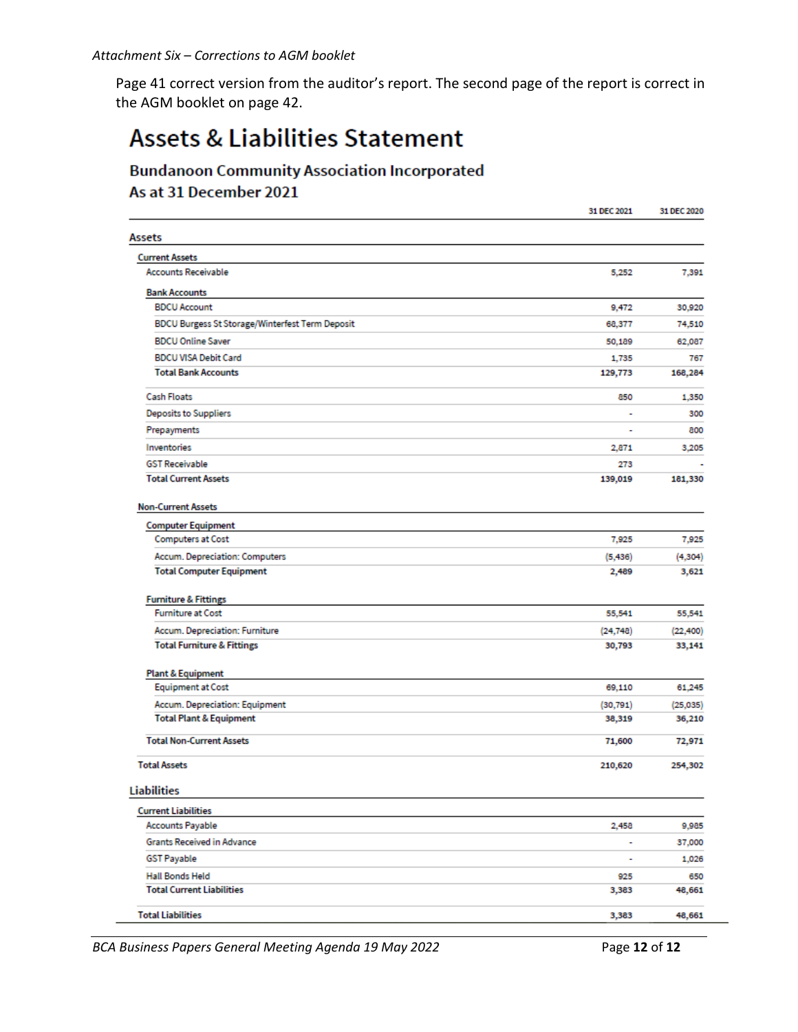*Attachment Six – Corrections to AGM booklet*

Page 41 correct version from the auditor's report. The second page of the report is correct in the AGM booklet on page 42.

# Assets & Liabilities Statement

## Bundanoon Community Association Incorporated
## As at 31 December 2021

| | 31 DEC 2021 | 31 DEC 2020 |
|---|---|---|
| **Assets** | | |
| **Current Assets** | | |
| Accounts Receivable | 5,252 | 7,391 |
| **Bank Accounts** | | |
| BDCU Account | 9,472 | 30,920 |
| BDCU Burgess St Storage/Winterfest Term Deposit | 68,377 | 74,510 |
| BDCU Online Saver | 50,189 | 62,087 |
| BDCU VISA Debit Card | 1,735 | 767 |
| **Total Bank Accounts** | **129,773** | **168,284** |
| Cash Floats | 850 | 1,350 |
| Deposits to Suppliers | - | 300 |
| Prepayments | - | 800 |
| Inventories | 2,871 | 3,205 |
| GST Receivable | 273 | - |
| **Total Current Assets** | **139,019** | **181,330** |
| **Non-Current Assets** | | |
| **Computer Equipment** | | |
| Computers at Cost | 7,925 | 7,925 |
| Accum. Depreciation: Computers | (5,436) | (4,304) |
| **Total Computer Equipment** | **2,489** | **3,621** |
| **Furniture & Fittings** | | |
| Furniture at Cost | 55,541 | 55,541 |
| Accum. Depreciation: Furniture | (24,748) | (22,400) |
| **Total Furniture & Fittings** | **30,793** | **33,141** |
| **Plant & Equipment** | | |
| Equipment at Cost | 69,110 | 61,245 |
| Accum. Depreciation: Equipment | (30,791) | (25,035) |
| **Total Plant & Equipment** | **38,319** | **36,210** |
| **Total Non-Current Assets** | **71,600** | **72,971** |
| **Total Assets** | **210,620** | **254,302** |
| **Liabilities** | | |
| **Current Liabilities** | | |
| Accounts Payable | 2,458 | 9,985 |
| Grants Received in Advance | - | 37,000 |
| GST Payable | - | 1,026 |
| Hall Bonds Held | 925 | 650 |
| **Total Current Liabilities** | **3,383** | **48,661** |
| **Total Liabilities** | **3,383** | **48,661** |